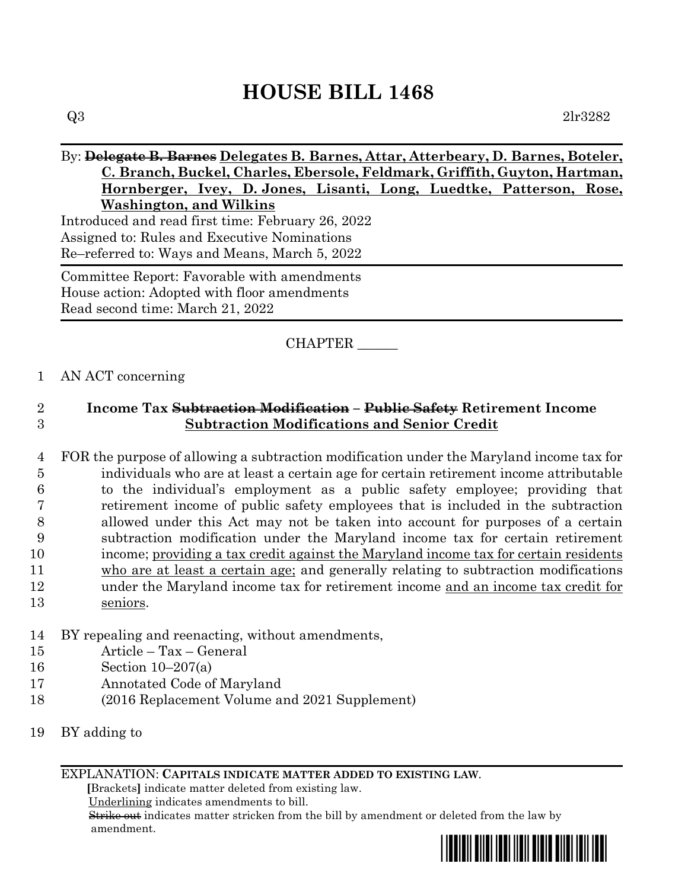# HOUSE BILL 1468

Q3 2lr3282

By: ~~Delegate B. Barnes~~ Delegates B. Barnes, Attar, Atterbeary, D. Barnes, Boteler, C. Branch, Buckel, Charles, Ebersole, Feldmark, Griffith, Guyton, Hartman, Hornberger, Ivey, D. Jones, Lisanti, Long, Luedtke, Patterson, Rose, Washington, and Wilkins

Introduced and read first time: February 26, 2022
Assigned to: Rules and Executive Nominations
Re–referred to: Ways and Means, March 5, 2022

Committee Report: Favorable with amendments
House action: Adopted with floor amendments
Read second time: March 21, 2022

CHAPTER ______

1 AN ACT concerning

2 **Income Tax ~~Subtraction Modification~~ – ~~Public Safety~~ Retirement Income**
3 **Subtraction Modifications and Senior Credit**

4 FOR the purpose of allowing a subtraction modification under the Maryland income tax for
5 individuals who are at least a certain age for certain retirement income attributable
6 to the individual's employment as a public safety employee; providing that
7 retirement income of public safety employees that is included in the subtraction
8 allowed under this Act may not be taken into account for purposes of a certain
9 subtraction modification under the Maryland income tax for certain retirement
10 income; providing a tax credit against the Maryland income tax for certain residents
11 who are at least a certain age; and generally relating to subtraction modifications
12 under the Maryland income tax for retirement income and an income tax credit for
13 seniors.

14 BY repealing and reenacting, without amendments,
15 Article – Tax – General
16 Section 10–207(a)
17 Annotated Code of Maryland
18 (2016 Replacement Volume and 2021 Supplement)

19 BY adding to

EXPLANATION: **CAPITALS INDICATE MATTER ADDED TO EXISTING LAW.**
[Brackets] indicate matter deleted from existing law.
Underlining indicates amendments to bill.
~~Strike out~~ indicates matter stricken from the bill by amendment or deleted from the law by amendment.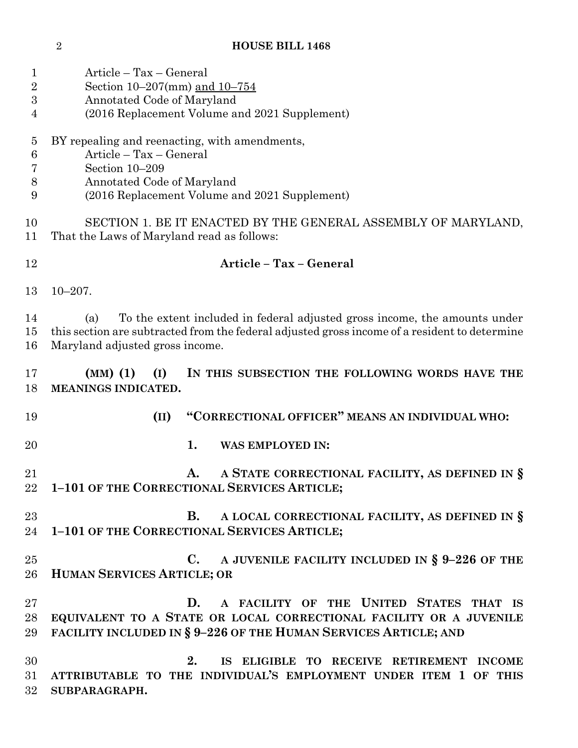Article – Tax – General
Section 10–207(mm) and 10–754
Annotated Code of Maryland
(2016 Replacement Volume and 2021 Supplement)

BY repealing and reenacting, with amendments,
Article – Tax – General
Section 10–209
Annotated Code of Maryland
(2016 Replacement Volume and 2021 Supplement)

SECTION 1. BE IT ENACTED BY THE GENERAL ASSEMBLY OF MARYLAND, That the Laws of Maryland read as follows:

## Article – Tax – General

10–207.

(a) To the extent included in federal adjusted gross income, the amounts under this section are subtracted from the federal adjusted gross income of a resident to determine Maryland adjusted gross income.

**(MM) (1) (I) IN THIS SUBSECTION THE FOLLOWING WORDS HAVE THE MEANINGS INDICATED.**

**(II) "CORRECTIONAL OFFICER" MEANS AN INDIVIDUAL WHO:**

**1. WAS EMPLOYED IN:**

**A. A STATE CORRECTIONAL FACILITY, AS DEFINED IN § 1–101 OF THE CORRECTIONAL SERVICES ARTICLE;**

**B. A LOCAL CORRECTIONAL FACILITY, AS DEFINED IN § 1–101 OF THE CORRECTIONAL SERVICES ARTICLE;**

**C. A JUVENILE FACILITY INCLUDED IN § 9–226 OF THE HUMAN SERVICES ARTICLE; OR**

**D. A FACILITY OF THE UNITED STATES THAT IS EQUIVALENT TO A STATE OR LOCAL CORRECTIONAL FACILITY OR A JUVENILE FACILITY INCLUDED IN § 9–226 OF THE HUMAN SERVICES ARTICLE; AND**

**2. IS ELIGIBLE TO RECEIVE RETIREMENT INCOME ATTRIBUTABLE TO THE INDIVIDUAL'S EMPLOYMENT UNDER ITEM 1 OF THIS SUBPARAGRAPH.**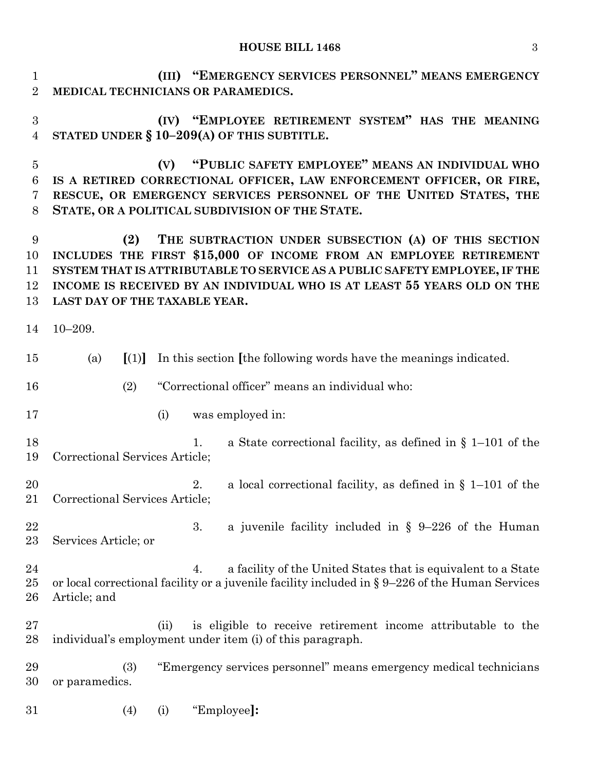**(III) "EMERGENCY SERVICES PERSONNEL" MEANS EMERGENCY MEDICAL TECHNICIANS OR PARAMEDICS.**

**(IV) "EMPLOYEE RETIREMENT SYSTEM" HAS THE MEANING STATED UNDER § 10–209(A) OF THIS SUBTITLE.**

**(V) "PUBLIC SAFETY EMPLOYEE" MEANS AN INDIVIDUAL WHO IS A RETIRED CORRECTIONAL OFFICER, LAW ENFORCEMENT OFFICER, OR FIRE, RESCUE, OR EMERGENCY SERVICES PERSONNEL OF THE UNITED STATES, THE STATE, OR A POLITICAL SUBDIVISION OF THE STATE.**

**(2) THE SUBTRACTION UNDER SUBSECTION (A) OF THIS SECTION INCLUDES THE FIRST $15,000 OF INCOME FROM AN EMPLOYEE RETIREMENT SYSTEM THAT IS ATTRIBUTABLE TO SERVICE AS A PUBLIC SAFETY EMPLOYEE, IF THE INCOME IS RECEIVED BY AN INDIVIDUAL WHO IS AT LEAST 55 YEARS OLD ON THE LAST DAY OF THE TAXABLE YEAR.**

10–209.

(a) **[**(1)**]** In this section **[**the following words have the meanings indicated.

(2) "Correctional officer" means an individual who:

(i) was employed in:

1. a State correctional facility, as defined in § 1–101 of the Correctional Services Article;

2. a local correctional facility, as defined in § 1–101 of the Correctional Services Article;

3. a juvenile facility included in § 9–226 of the Human Services Article; or

4. a facility of the United States that is equivalent to a State or local correctional facility or a juvenile facility included in § 9–226 of the Human Services Article; and

(ii) is eligible to receive retirement income attributable to the individual's employment under item (i) of this paragraph.

(3) "Emergency services personnel" means emergency medical technicians or paramedics.

(4) (i) "Employee**]:**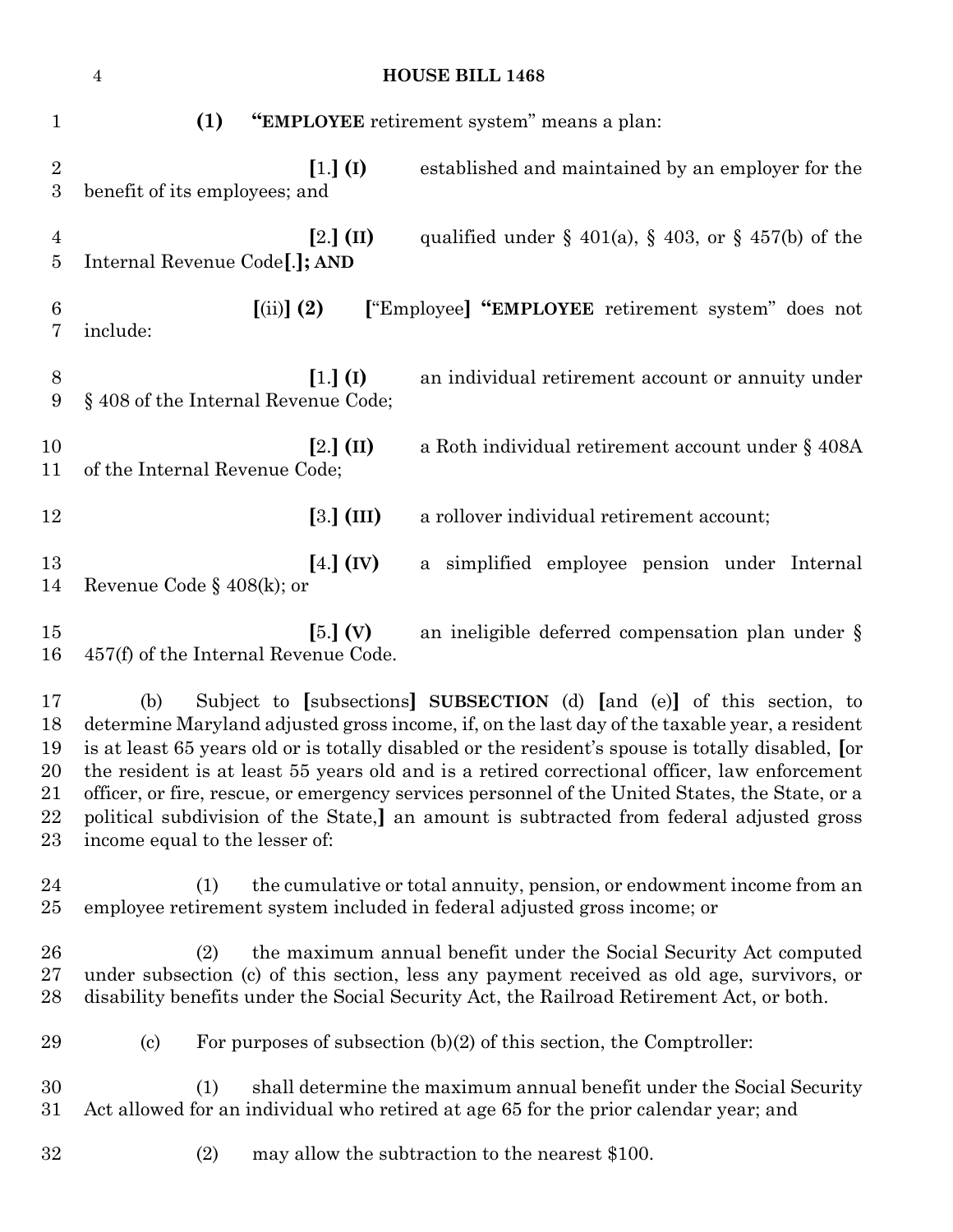(1) **“EMPLOYEE** retirement system” means a plan:

[1.] **(I)** established and maintained by an employer for the benefit of its employees; and

[2.] **(II)** qualified under § 401(a), § 403, or § 457(b) of the Internal Revenue Code[.]**; AND**

[(ii)] **(2)** [“Employee] **“EMPLOYEE** retirement system” does not include:

[1.] **(I)** an individual retirement account or annuity under § 408 of the Internal Revenue Code;

[2.] **(II)** a Roth individual retirement account under § 408A of the Internal Revenue Code;

[3.] **(III)** a rollover individual retirement account;

[4.] **(IV)** a simplified employee pension under Internal Revenue Code § 408(k); or

[5.] **(V)** an ineligible deferred compensation plan under § 457(f) of the Internal Revenue Code.

(b) Subject to [subsections] **SUBSECTION** (d) [and (e)] of this section, to determine Maryland adjusted gross income, if, on the last day of the taxable year, a resident is at least 65 years old or is totally disabled or the resident's spouse is totally disabled, [or the resident is at least 55 years old and is a retired correctional officer, law enforcement officer, or fire, rescue, or emergency services personnel of the United States, the State, or a political subdivision of the State,] an amount is subtracted from federal adjusted gross income equal to the lesser of:

(1) the cumulative or total annuity, pension, or endowment income from an employee retirement system included in federal adjusted gross income; or

(2) the maximum annual benefit under the Social Security Act computed under subsection (c) of this section, less any payment received as old age, survivors, or disability benefits under the Social Security Act, the Railroad Retirement Act, or both.

(c) For purposes of subsection (b)(2) of this section, the Comptroller:

(1) shall determine the maximum annual benefit under the Social Security Act allowed for an individual who retired at age 65 for the prior calendar year; and

(2) may allow the subtraction to the nearest $100.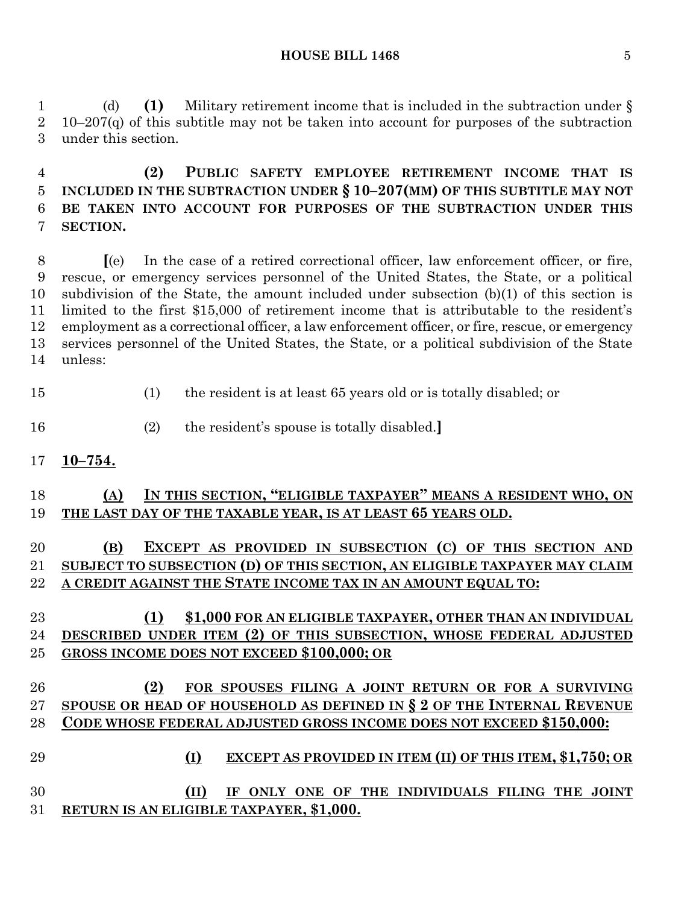(d) **(1)** Military retirement income that is included in the subtraction under § 10–207(q) of this subtitle may not be taken into account for purposes of the subtraction under this section.

**(2) PUBLIC SAFETY EMPLOYEE RETIREMENT INCOME THAT IS INCLUDED IN THE SUBTRACTION UNDER § 10–207(MM) OF THIS SUBTITLE MAY NOT BE TAKEN INTO ACCOUNT FOR PURPOSES OF THE SUBTRACTION UNDER THIS SECTION.**

**[**(e) In the case of a retired correctional officer, law enforcement officer, or fire, rescue, or emergency services personnel of the United States, the State, or a political subdivision of the State, the amount included under subsection (b)(1) of this section is limited to the first $15,000 of retirement income that is attributable to the resident's employment as a correctional officer, a law enforcement officer, or fire, rescue, or emergency services personnel of the United States, the State, or a political subdivision of the State unless:

(1) the resident is at least 65 years old or is totally disabled; or

(2) the resident's spouse is totally disabled.**]**

**10–754.**

**(A) IN THIS SECTION, "ELIGIBLE TAXPAYER" MEANS A RESIDENT WHO, ON THE LAST DAY OF THE TAXABLE YEAR, IS AT LEAST 65 YEARS OLD.**

**(B) EXCEPT AS PROVIDED IN SUBSECTION (C) OF THIS SECTION AND SUBJECT TO SUBSECTION (D) OF THIS SECTION, AN ELIGIBLE TAXPAYER MAY CLAIM A CREDIT AGAINST THE STATE INCOME TAX IN AN AMOUNT EQUAL TO:**

**(1) $1,000 FOR AN ELIGIBLE TAXPAYER, OTHER THAN AN INDIVIDUAL DESCRIBED UNDER ITEM (2) OF THIS SUBSECTION, WHOSE FEDERAL ADJUSTED GROSS INCOME DOES NOT EXCEED $100,000; OR**

**(2) FOR SPOUSES FILING A JOINT RETURN OR FOR A SURVIVING SPOUSE OR HEAD OF HOUSEHOLD AS DEFINED IN § 2 OF THE INTERNAL REVENUE CODE WHOSE FEDERAL ADJUSTED GROSS INCOME DOES NOT EXCEED $150,000:**

**(I) EXCEPT AS PROVIDED IN ITEM (II) OF THIS ITEM, $1,750; OR**

**(II) IF ONLY ONE OF THE INDIVIDUALS FILING THE JOINT RETURN IS AN ELIGIBLE TAXPAYER, $1,000.**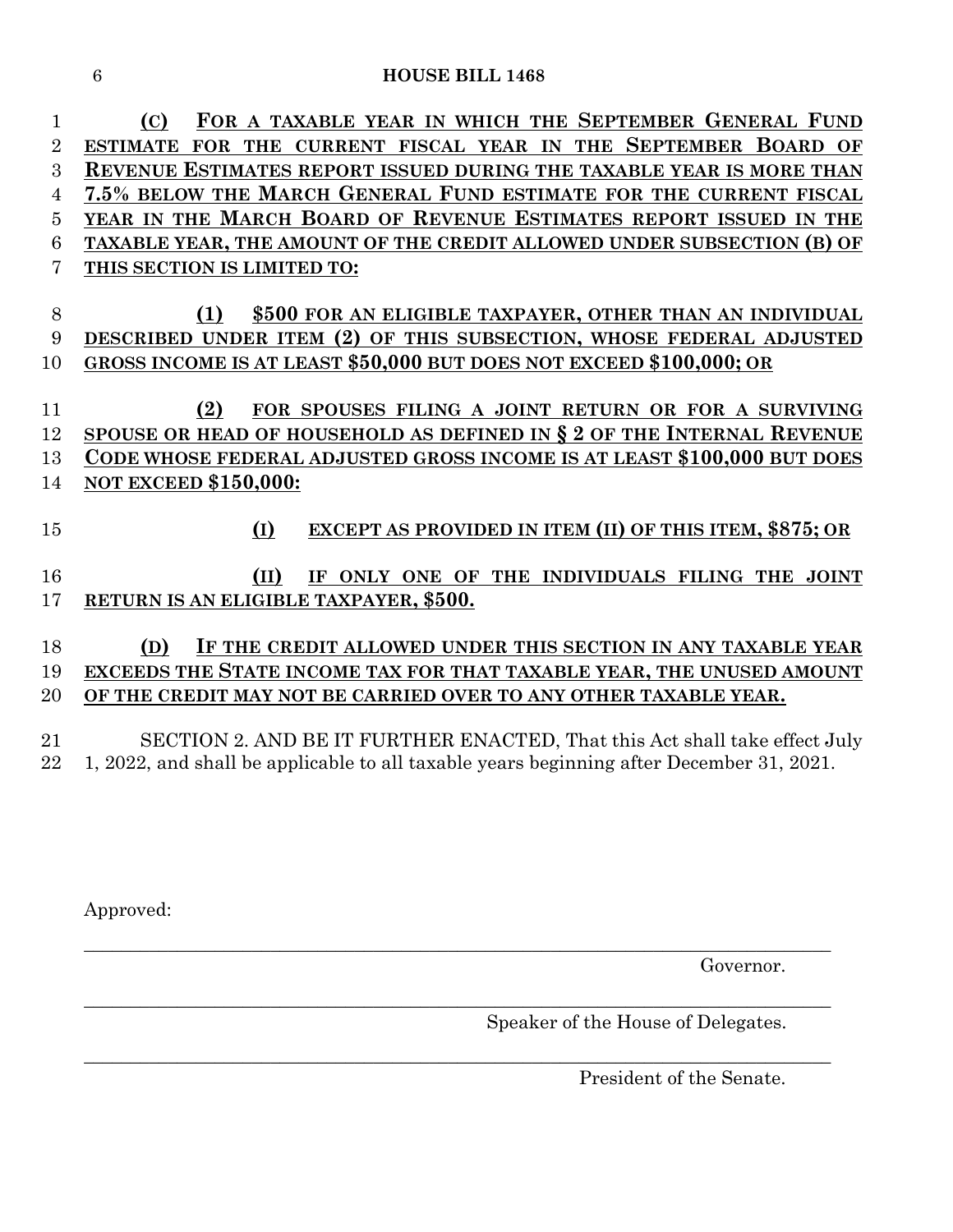**(C) FOR A TAXABLE YEAR IN WHICH THE SEPTEMBER GENERAL FUND ESTIMATE FOR THE CURRENT FISCAL YEAR IN THE SEPTEMBER BOARD OF REVENUE ESTIMATES REPORT ISSUED DURING THE TAXABLE YEAR IS MORE THAN 7.5% BELOW THE MARCH GENERAL FUND ESTIMATE FOR THE CURRENT FISCAL YEAR IN THE MARCH BOARD OF REVENUE ESTIMATES REPORT ISSUED IN THE TAXABLE YEAR, THE AMOUNT OF THE CREDIT ALLOWED UNDER SUBSECTION (B) OF THIS SECTION IS LIMITED TO:**

**(1) $500 FOR AN ELIGIBLE TAXPAYER, OTHER THAN AN INDIVIDUAL DESCRIBED UNDER ITEM (2) OF THIS SUBSECTION, WHOSE FEDERAL ADJUSTED GROSS INCOME IS AT LEAST $50,000 BUT DOES NOT EXCEED $100,000; OR**

**(2) FOR SPOUSES FILING A JOINT RETURN OR FOR A SURVIVING SPOUSE OR HEAD OF HOUSEHOLD AS DEFINED IN § 2 OF THE INTERNAL REVENUE CODE WHOSE FEDERAL ADJUSTED GROSS INCOME IS AT LEAST $100,000 BUT DOES NOT EXCEED $150,000:**

**(I) EXCEPT AS PROVIDED IN ITEM (II) OF THIS ITEM, $875; OR**

**(II) IF ONLY ONE OF THE INDIVIDUALS FILING THE JOINT RETURN IS AN ELIGIBLE TAXPAYER, $500.**

**(D) IF THE CREDIT ALLOWED UNDER THIS SECTION IN ANY TAXABLE YEAR EXCEEDS THE STATE INCOME TAX FOR THAT TAXABLE YEAR, THE UNUSED AMOUNT OF THE CREDIT MAY NOT BE CARRIED OVER TO ANY OTHER TAXABLE YEAR.**

SECTION 2. AND BE IT FURTHER ENACTED, That this Act shall take effect July 1, 2022, and shall be applicable to all taxable years beginning after December 31, 2021.

Approved:

\_\_\_\_\_\_\_\_\_\_\_\_\_\_\_\_\_\_\_\_\_\_\_\_\_\_\_\_\_\_\_\_\_\_\_\_\_\_\_\_

Governor.

\_\_\_\_\_\_\_\_\_\_\_\_\_\_\_\_\_\_\_\_\_\_\_\_\_\_\_\_\_\_\_\_\_\_\_\_\_\_\_\_

Speaker of the House of Delegates.

\_\_\_\_\_\_\_\_\_\_\_\_\_\_\_\_\_\_\_\_\_\_\_\_\_\_\_\_\_\_\_\_\_\_\_\_\_\_\_\_

President of the Senate.